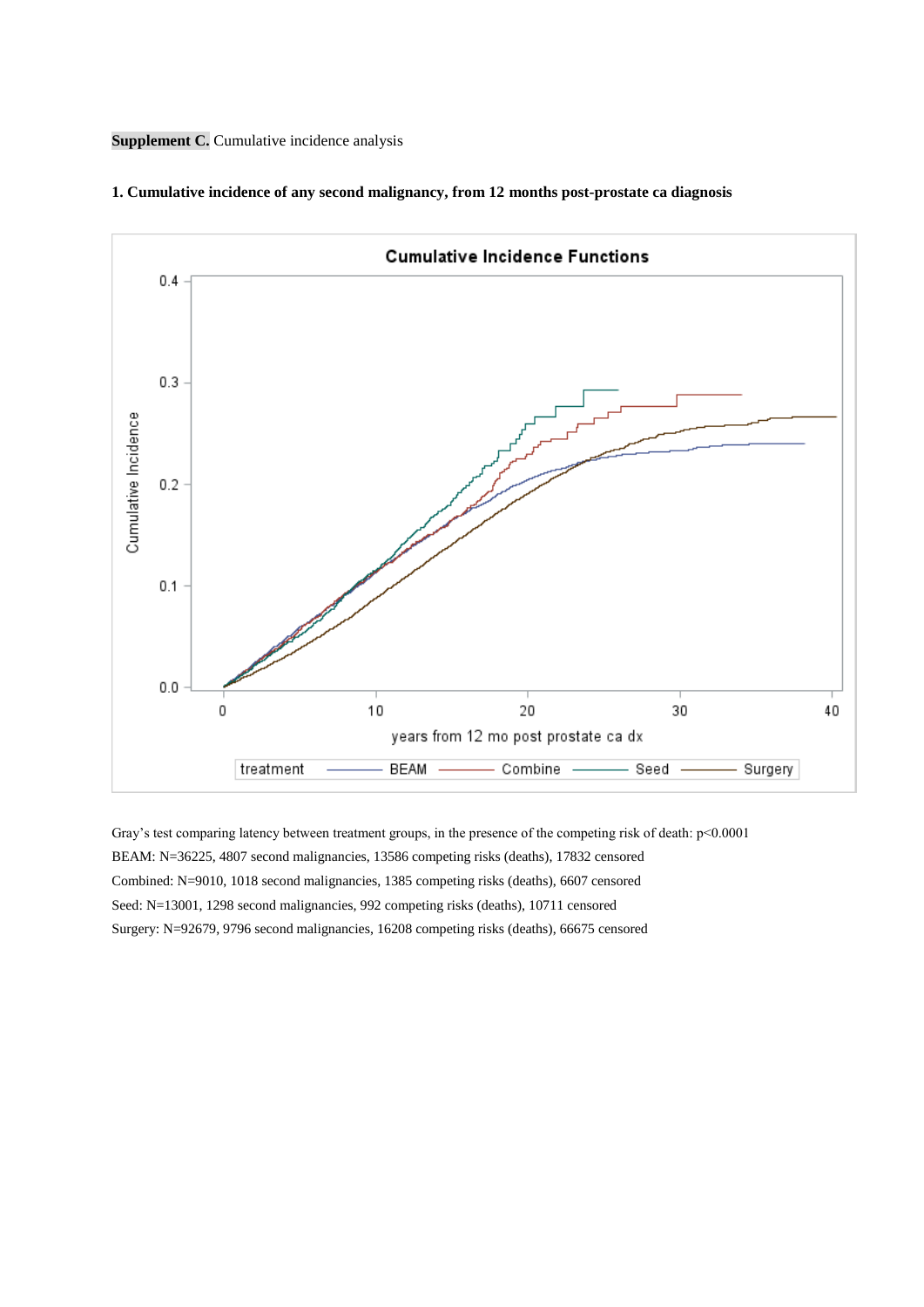**Supplement C.** Cumulative incidence analysis

**1. Cumulative incidence of any second malignancy, from 12 months post-prostate ca diagnosis**

Gray's test comparing latency between treatment groups, in the presence of the competing risk of death: $p<0.0001$

BEAM: N=36225, 4807 second malignancies, 13586 competing risks (deaths), 17832 censored

Combined: N=9010, 1018 second malignancies, 1385 competing risks (deaths), 6607 censored

Seed: N=13001, 1298 second malignancies, 992 competing risks (deaths), 10711 censored

Surgery: N=92679, 9796 second malignancies, 16208 competing risks (deaths), 66675 censored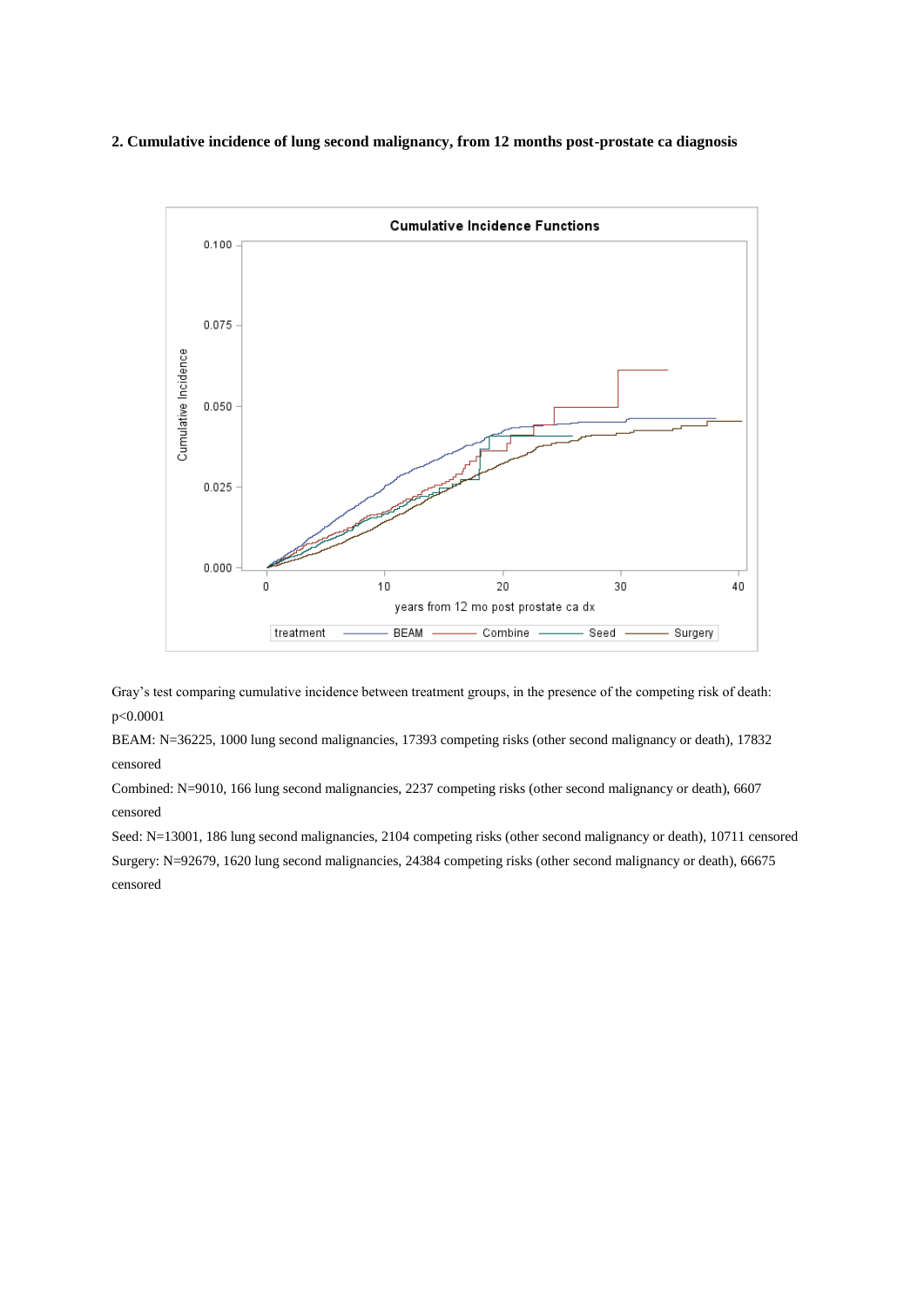**2. Cumulative incidence of lung second malignancy, from 12 months post-prostate ca diagnosis**

Gray's test comparing cumulative incidence between treatment groups, in the presence of the competing risk of death: $p<0.0001$

BEAM: N=36225, 1000 lung second malignancies, 17393 competing risks (other second malignancy or death), 17832 censored

Combined: N=9010, 166 lung second malignancies, 2237 competing risks (other second malignancy or death), 6607 censored

Seed: N=13001, 186 lung second malignancies, 2104 competing risks (other second malignancy or death), 10711 censored

Surgery: N=92679, 1620 lung second malignancies, 24384 competing risks (other second malignancy or death), 66675 censored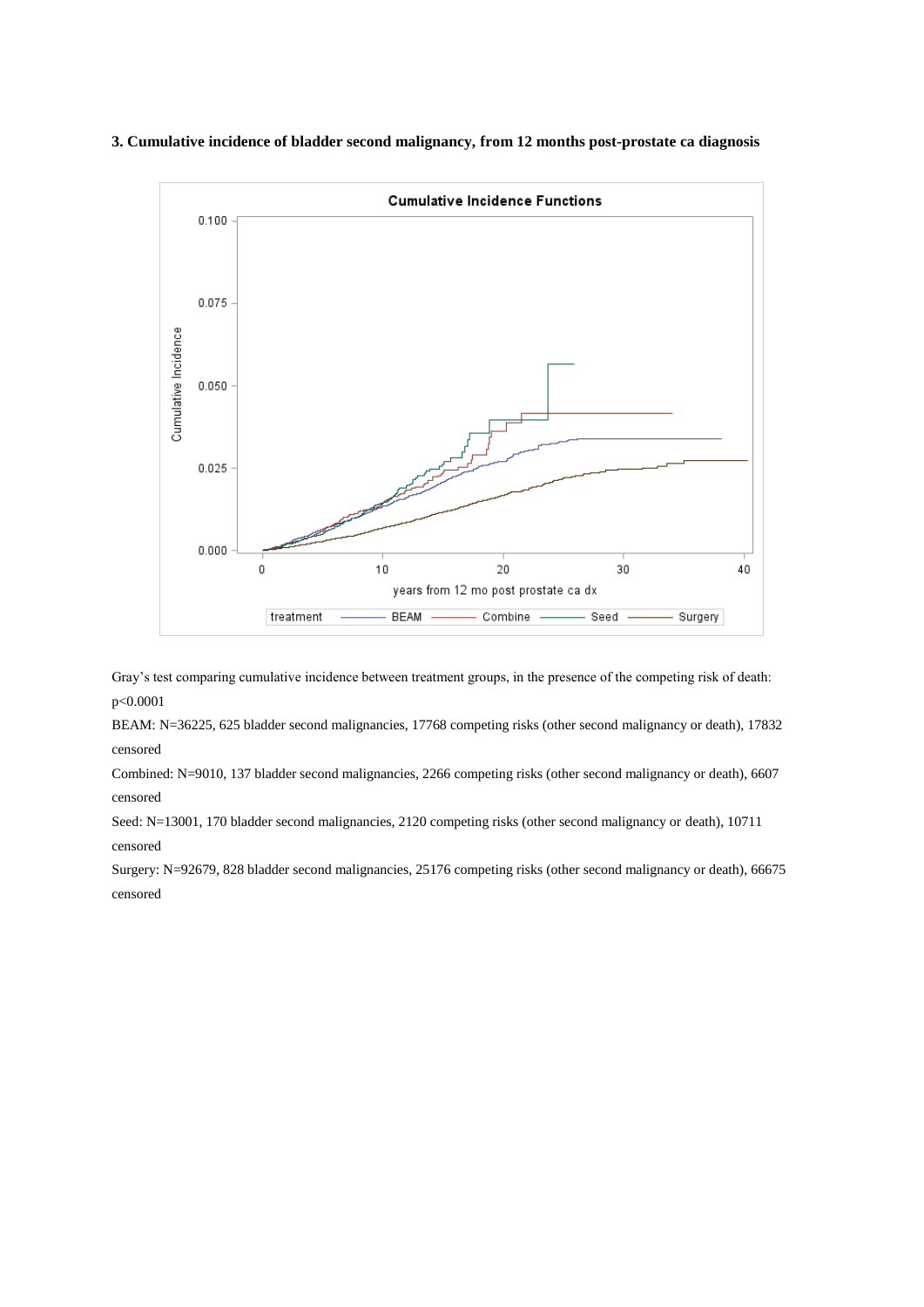**3. Cumulative incidence of bladder second malignancy, from 12 months post-prostate ca diagnosis**

Gray's test comparing cumulative incidence between treatment groups, in the presence of the competing risk of death: p<0.0001

BEAM: N=36225, 625 bladder second malignancies, 17768 competing risks (other second malignancy or death), 17832 censored

Combined: N=9010, 137 bladder second malignancies, 2266 competing risks (other second malignancy or death), 6607 censored

Seed: N=13001, 170 bladder second malignancies, 2120 competing risks (other second malignancy or death), 10711 censored

Surgery: N=92679, 828 bladder second malignancies, 25176 competing risks (other second malignancy or death), 66675 censored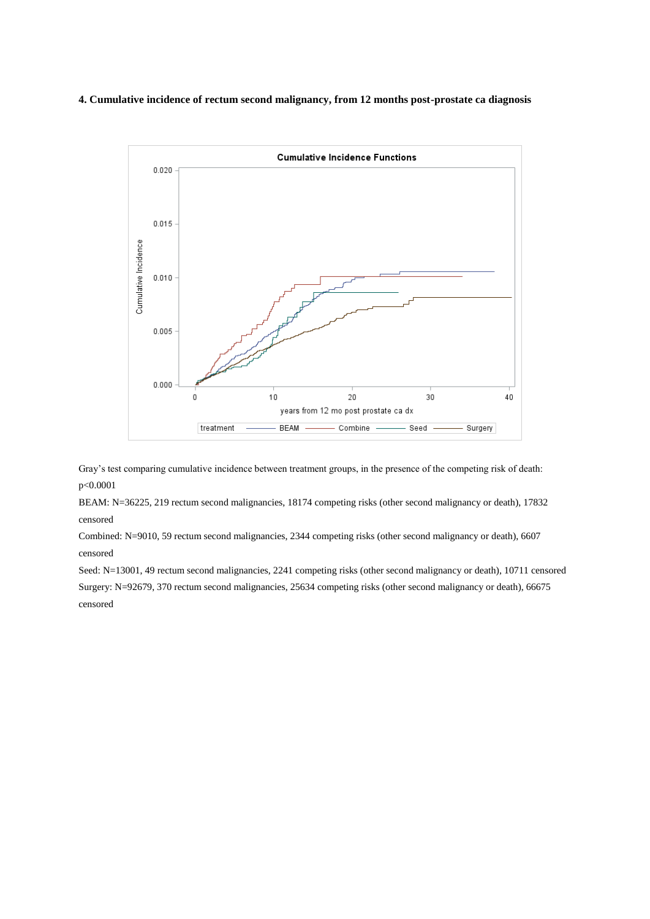**4. Cumulative incidence of rectum second malignancy, from 12 months post-prostate ca diagnosis**

Cumulative Incidence Functions

Cumulative Incidence

0.020

0.015

0.010

0.005

0.000

0 10 20 30 40

years from 12 mo post prostate ca dx

treatment — BEAM — Combine — Seed — Surgery

Gray's test comparing cumulative incidence between treatment groups, in the presence of the competing risk of death: $p<0.0001$

BEAM: N=36225, 219 rectum second malignancies, 18174 competing risks (other second malignancy or death), 17832 censored

Combined: N=9010, 59 rectum second malignancies, 2344 competing risks (other second malignancy or death), 6607 censored

Seed: N=13001, 49 rectum second malignancies, 2241 competing risks (other second malignancy or death), 10711 censored

Surgery: N=92679, 370 rectum second malignancies, 25634 competing risks (other second malignancy or death), 66675 censored